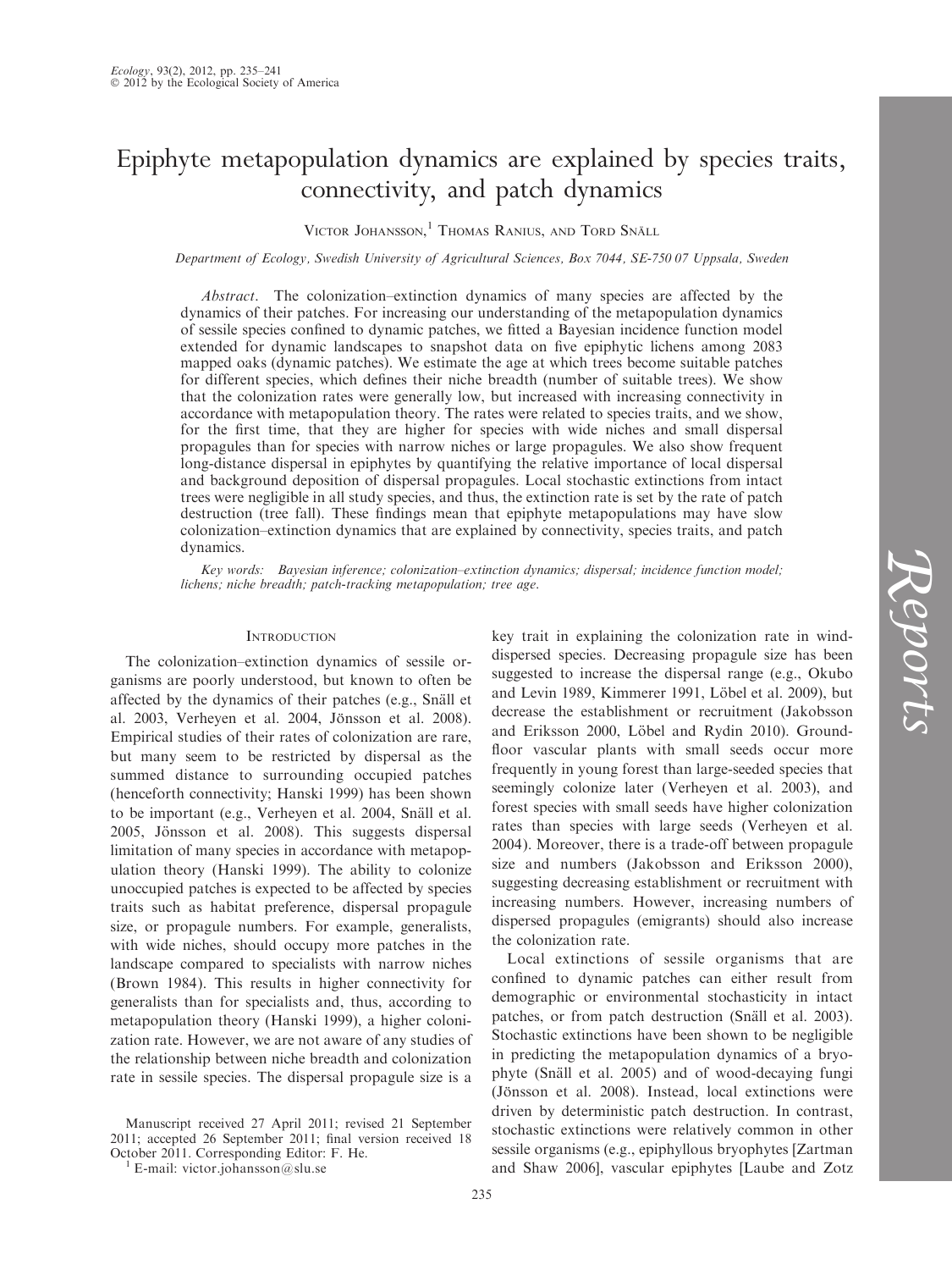# Epiphyte metapopulation dynamics are explained by species traits, connectivity, and patch dynamics

Victor Johansson,[1] Thomas Ranius, and Tord Snäll

*Department of Ecology, Swedish University of Agricultural Sciences, Box 7044, SE-750 07 Uppsala, Sweden*

*Abstract*. The colonization–extinction dynamics of many species are affected by the dynamics of their patches. For increasing our understanding of the metapopulation dynamics of sessile species confined to dynamic patches, we fitted a Bayesian incidence function model extended for dynamic landscapes to snapshot data on five epiphytic lichens among 2083 mapped oaks (dynamic patches). We estimate the age at which trees become suitable patches for different species, which defines their niche breadth (number of suitable trees). We show that the colonization rates were generally low, but increased with increasing connectivity in accordance with metapopulation theory. The rates were related to species traits, and we show, for the first time, that they are higher for species with wide niches and small dispersal propagules than for species with narrow niches or large propagules. We also show frequent long-distance dispersal in epiphytes by quantifying the relative importance of local dispersal and background deposition of dispersal propagules. Local stochastic extinctions from intact trees were negligible in all study species, and thus, the extinction rate is set by the rate of patch destruction (tree fall). These findings mean that epiphyte metapopulations may have slow colonization–extinction dynamics that are explained by connectivity, species traits, and patch dynamics.

*Key words:* Bayesian inference; colonization–extinction dynamics; dispersal; incidence function model; lichens; niche breadth; patch-tracking metapopulation; tree age.

## Introduction

The colonization–extinction dynamics of sessile organisms are poorly understood, but known to often be affected by the dynamics of their patches (e.g., Snäll et al. 2003, Verheyen et al. 2004, Jönsson et al. 2008). Empirical studies of their rates of colonization are rare, but many seem to be restricted by dispersal as the summed distance to surrounding occupied patches (henceforth connectivity; Hanski 1999) has been shown to be important (e.g., Verheyen et al. 2004, Snäll et al. 2005, Jönsson et al. 2008). This suggests dispersal limitation of many species in accordance with metapopulation theory (Hanski 1999). The ability to colonize unoccupied patches is expected to be affected by species traits such as habitat preference, dispersal propagule size, or propagule numbers. For example, generalists, with wide niches, should occupy more patches in the landscape compared to specialists with narrow niches (Brown 1984). This results in higher connectivity for generalists than for specialists and, thus, according to metapopulation theory (Hanski 1999), a higher colonization rate. However, we are not aware of any studies of the relationship between niche breadth and colonization rate in sessile species. The dispersal propagule size is a key trait in explaining the colonization rate in wind-dispersed species. Decreasing propagule size has been suggested to increase the dispersal range (e.g., Okubo and Levin 1989, Kimmerer 1991, Löbel et al. 2009), but decrease the establishment or recruitment (Jakobsson and Eriksson 2000, Löbel and Rydin 2010). Ground-floor vascular plants with small seeds occur more frequently in young forest than large-seeded species that seemingly colonize later (Verheyen et al. 2003), and forest species with small seeds have higher colonization rates than species with large seeds (Verheyen et al. 2004). Moreover, there is a trade-off between propagule size and numbers (Jakobsson and Eriksson 2000), suggesting decreasing establishment or recruitment with increasing numbers. However, increasing numbers of dispersed propagules (emigrants) should also increase the colonization rate.

Local extinctions of sessile organisms that are confined to dynamic patches can either result from demographic or environmental stochasticity in intact patches, or from patch destruction (Snäll et al. 2003). Stochastic extinctions have been shown to be negligible in predicting the metapopulation dynamics of a bryophyte (Snäll et al. 2005) and of wood-decaying fungi (Jönsson et al. 2008). Instead, local extinctions were driven by deterministic patch destruction. In contrast, stochastic extinctions were relatively common in other sessile organisms (e.g., epiphyllous bryophytes [Zartman and Shaw 2006], vascular epiphytes [Laube and Zotz

Manuscript received 27 April 2011; revised 21 September 2011; accepted 26 September 2011; final version received 18 October 2011. Corresponding Editor: F. He.

[1] E-mail: victor.johansson@slu.se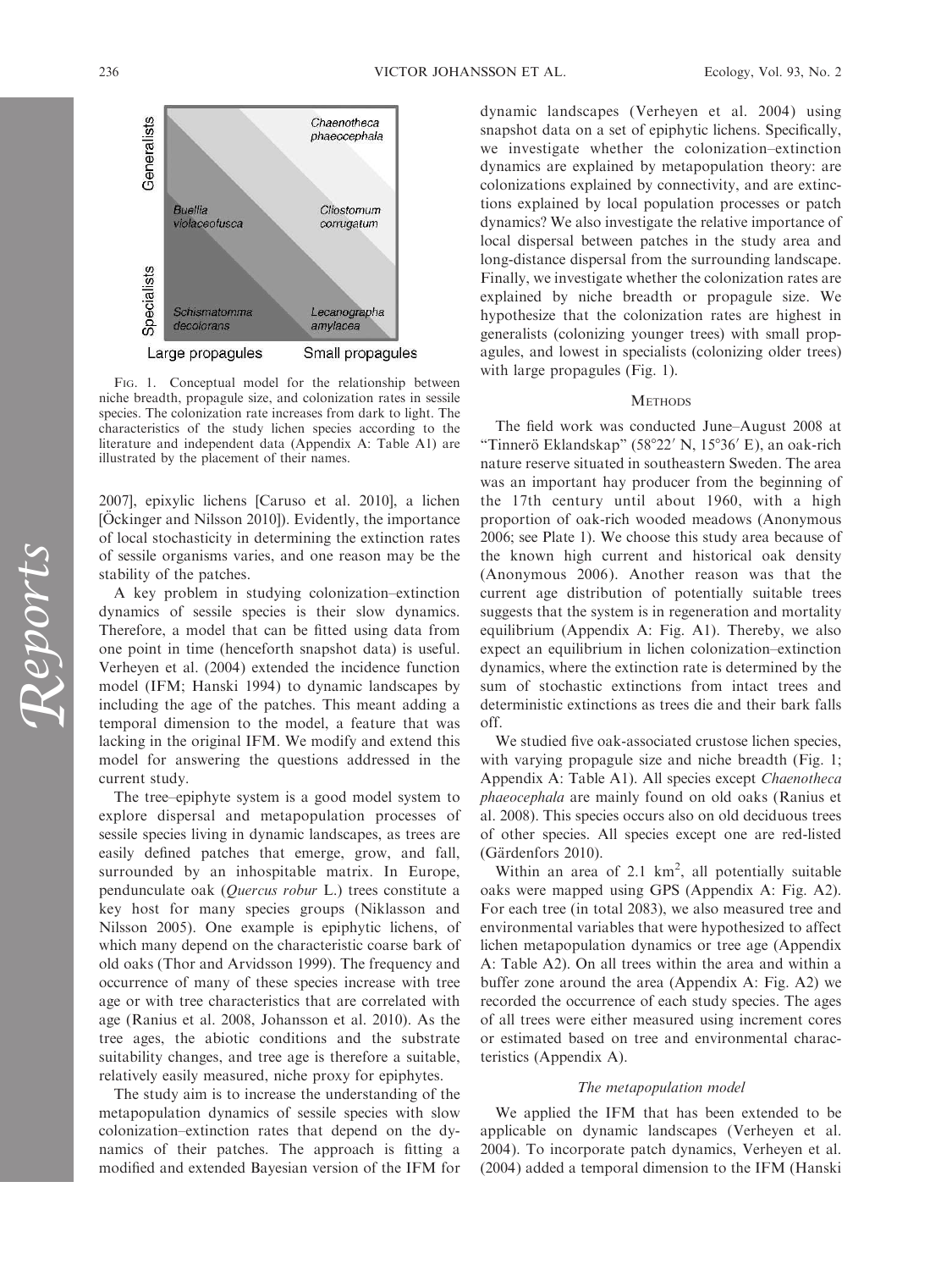FIG. 1. Conceptual model for the relationship between niche breadth, propagule size, and colonization rates in sessile species. The colonization rate increases from dark to light. The characteristics of the study lichen species according to the literature and independent data (Appendix A: Table A1) are illustrated by the placement of their names.

2007], epixylic lichens [Caruso et al. 2010], a lichen [Öckinger and Nilsson 2010]). Evidently, the importance of local stochasticity in determining the extinction rates of sessile organisms varies, and one reason may be the stability of the patches.

A key problem in studying colonization–extinction dynamics of sessile species is their slow dynamics. Therefore, a model that can be fitted using data from one point in time (henceforth snapshot data) is useful. Verheyen et al. (2004) extended the incidence function model (IFM; Hanski 1994) to dynamic landscapes by including the age of the patches. This meant adding a temporal dimension to the model, a feature that was lacking in the original IFM. We modify and extend this model for answering the questions addressed in the current study.

The tree–epiphyte system is a good model system to explore dispersal and metapopulation processes of sessile species living in dynamic landscapes, as trees are easily defined patches that emerge, grow, and fall, surrounded by an inhospitable matrix. In Europe, pendunculate oak (*Quercus robur* L.) trees constitute a key host for many species groups (Niklasson and Nilsson 2005). One example is epiphytic lichens, of which many depend on the characteristic coarse bark of old oaks (Thor and Arvidsson 1999). The frequency and occurrence of many of these species increase with tree age or with tree characteristics that are correlated with age (Ranius et al. 2008, Johansson et al. 2010). As the tree ages, the abiotic conditions and the substrate suitability changes, and tree age is therefore a suitable, relatively easily measured, niche proxy for epiphytes.

The study aim is to increase the understanding of the metapopulation dynamics of sessile species with slow colonization–extinction rates that depend on the dynamics of their patches. The approach is fitting a modified and extended Bayesian version of the IFM for dynamic landscapes (Verheyen et al. 2004) using snapshot data on a set of epiphytic lichens. Specifically, we investigate whether the colonization–extinction dynamics are explained by metapopulation theory: are colonizations explained by connectivity, and are extinctions explained by local population processes or patch dynamics? We also investigate the relative importance of local dispersal between patches in the study area and long-distance dispersal from the surrounding landscape. Finally, we investigate whether the colonization rates are explained by niche breadth or propagule size. We hypothesize that the colonization rates are highest in generalists (colonizing younger trees) with small propagules, and lowest in specialists (colonizing older trees) with large propagules (Fig. 1).

## METHODS

The field work was conducted June–August 2008 at "Tinnerö Eklandskap" (58°22′ N, 15°36′ E), an oak-rich nature reserve situated in southeastern Sweden. The area was an important hay producer from the beginning of the 17th century until about 1960, with a high proportion of oak-rich wooded meadows (Anonymous 2006; see Plate 1). We choose this study area because of the known high current and historical oak density (Anonymous 2006). Another reason was that the current age distribution of potentially suitable trees suggests that the system is in regeneration and mortality equilibrium (Appendix A: Fig. A1). Thereby, we also expect an equilibrium in lichen colonization–extinction dynamics, where the extinction rate is determined by the sum of stochastic extinctions from intact trees and deterministic extinctions as trees die and their bark falls off.

We studied five oak-associated crustose lichen species, with varying propagule size and niche breadth (Fig. 1; Appendix A: Table A1). All species except *Chaenotheca phaeocephala* are mainly found on old oaks (Ranius et al. 2008). This species occurs also on old deciduous trees of other species. All species except one are red-listed (Gärdenfors 2010).

Within an area of 2.1 km$^2$, all potentially suitable oaks were mapped using GPS (Appendix A: Fig. A2). For each tree (in total 2083), we also measured tree and environmental variables that were hypothesized to affect lichen metapopulation dynamics or tree age (Appendix A: Table A2). On all trees within the area and within a buffer zone around the area (Appendix A: Fig. A2) we recorded the occurrence of each study species. The ages of all trees were either measured using increment cores or estimated based on tree and environmental characteristics (Appendix A).

### *The metapopulation model*

We applied the IFM that has been extended to be applicable on dynamic landscapes (Verheyen et al. 2004). To incorporate patch dynamics, Verheyen et al. (2004) added a temporal dimension to the IFM (Hanski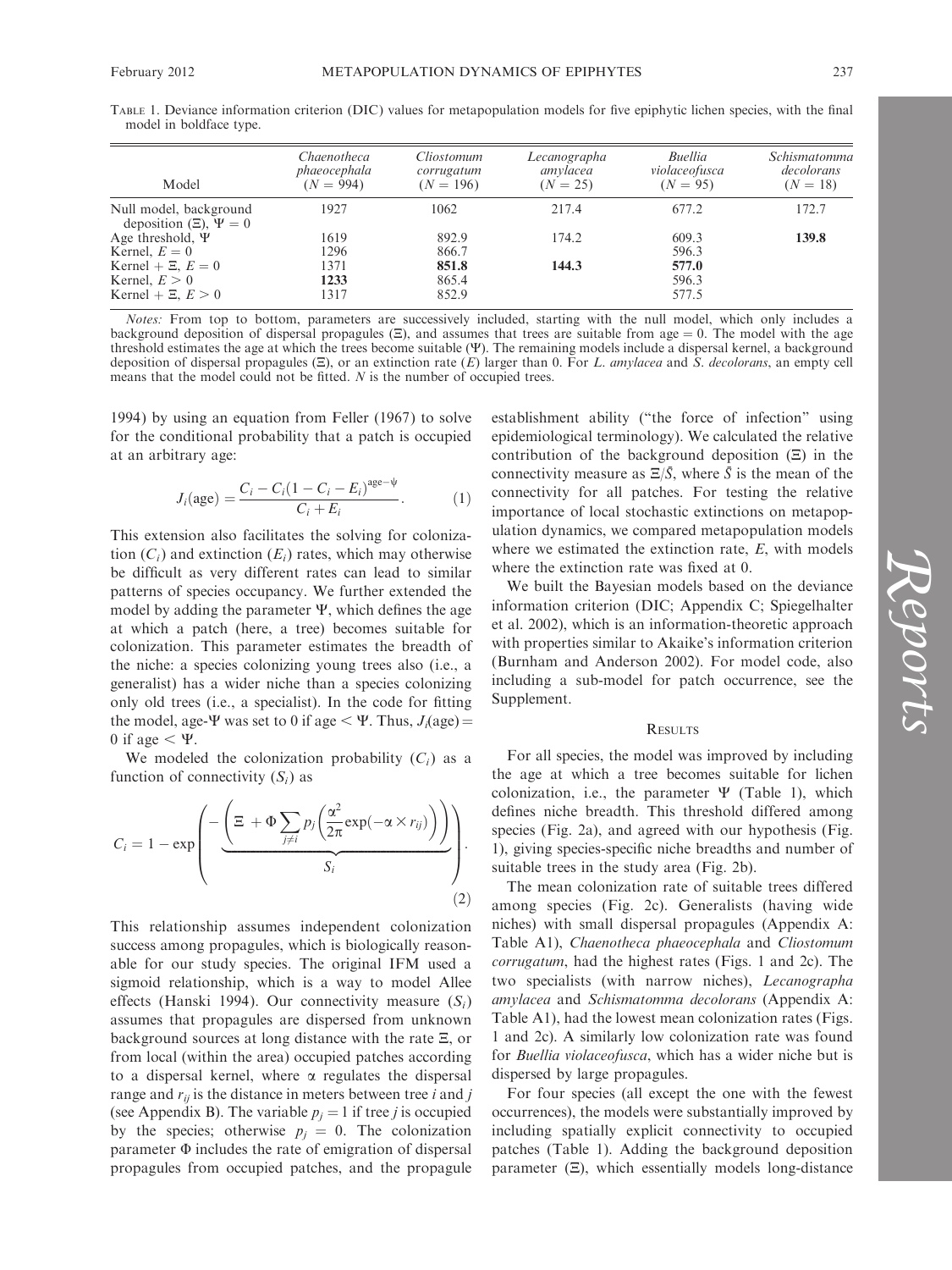TABLE 1. Deviance information criterion (DIC) values for metapopulation models for five epiphytic lichen species, with the final model in boldface type.

| Model | *Chaenotheca phaeocephala* ($N = 994$) | *Cliostomum corrugatum* ($N = 196$) | *Lecanographa amylacea* ($N = 25$) | *Buellia violaceofusca* ($N = 95$) | *Schismatomma decolorans* ($N = 18$) |
|---|---|---|---|---|---|
| Null model, background deposition ($\Xi$), $\Psi = 0$ | 1927 | 1062 | 217.4 | 677.2 | 172.7 |
| Age threshold, $\Psi$ | 1619 | 892.9 | 174.2 | 609.3 | **139.8** |
| Kernel, $E = 0$ | 1296 | 866.7 | | 596.3 | |
| Kernel + $\Xi$, $E = 0$ | 1371 | **851.8** | **144.3** | **577.0** | |
| Kernel, $E > 0$ | **1233** | 865.4 | | 596.3 | |
| Kernel + $\Xi$, $E > 0$ | 1317 | 852.9 | | 577.5 | |

*Notes:* From top to bottom, parameters are successively included, starting with the null model, which only includes a background deposition of dispersal propagules ($\Xi$), and assumes that trees are suitable from age = 0. The model with the age threshold estimates the age at which the trees become suitable ($\Psi$). The remaining models include a dispersal kernel, a background deposition of dispersal propagules ($\Xi$), or an extinction rate ($E$) larger than 0. For *L. amylacea* and *S. decolorans*, an empty cell means that the model could not be fitted. $N$ is the number of occupied trees.

1994) by using an equation from Feller (1967) to solve for the conditional probability that a patch is occupied at an arbitrary age:

$$J_i(\text{age}) = \frac{C_i - C_i(1 - C_i - E_i)^{\text{age}-\psi}}{C_i + E_i}. \qquad (1)$$

This extension also facilitates the solving for colonization ($C_i$) and extinction ($E_i$) rates, which may otherwise be difficult as very different rates can lead to similar patterns of species occupancy. We further extended the model by adding the parameter $\Psi$, which defines the age at which a patch (here, a tree) becomes suitable for colonization. This parameter estimates the breadth of the niche: a species colonizing young trees also (i.e., a generalist) has a wider niche than a species colonizing only old trees (i.e., a specialist). In the code for fitting the model, age-$\Psi$ was set to 0 if age $< \Psi$. Thus, $J_i(\text{age}) = 0$ if age $< \Psi$.

We modeled the colonization probability ($C_i$) as a function of connectivity ($S_i$) as

$$C_i = 1 - \exp\left(-\underbrace{\left(\Xi + \Phi \sum_{j \neq i} p_j \left(\frac{\alpha^2}{2\pi} \exp(-\alpha \times r_{ij})\right)\right)}_{S_i}\right). \qquad (2)$$

This relationship assumes independent colonization success among propagules, which is biologically reasonable for our study species. The original IFM used a sigmoid relationship, which is a way to model Allee effects (Hanski 1994). Our connectivity measure ($S_i$) assumes that propagules are dispersed from unknown background sources at long distance with the rate $\Xi$, or from local (within the area) occupied patches according to a dispersal kernel, where $\alpha$ regulates the dispersal range and $r_{ij}$ is the distance in meters between tree $i$ and $j$ (see Appendix B). The variable $p_j = 1$ if tree $j$ is occupied by the species; otherwise $p_j = 0$. The colonization parameter $\Phi$ includes the rate of emigration of dispersal propagules from occupied patches, and the propagule establishment ability ("the force of infection" using epidemiological terminology). We calculated the relative contribution of the background deposition ($\Xi$) in the connectivity measure as $\Xi/\bar{S}$, where $\bar{S}$ is the mean of the connectivity for all patches. For testing the relative importance of local stochastic extinctions on metapopulation dynamics, we compared metapopulation models where we estimated the extinction rate, $E$, with models where the extinction rate was fixed at 0.

We built the Bayesian models based on the deviance information criterion (DIC; Appendix C; Spiegelhalter et al. 2002), which is an information-theoretic approach with properties similar to Akaike's information criterion (Burnham and Anderson 2002). For model code, also including a sub-model for patch occurrence, see the Supplement.

## RESULTS

For all species, the model was improved by including the age at which a tree becomes suitable for lichen colonization, i.e., the parameter $\Psi$ (Table 1), which defines niche breadth. This threshold differed among species (Fig. 2a), and agreed with our hypothesis (Fig. 1), giving species-specific niche breadths and number of suitable trees in the study area (Fig. 2b).

The mean colonization rate of suitable trees differed among species (Fig. 2c). Generalists (having wide niches) with small dispersal propagules (Appendix A: Table A1), *Chaenotheca phaeocephala* and *Cliostomum corrugatum*, had the highest rates (Figs. 1 and 2c). The two specialists (with narrow niches), *Lecanographa amylacea* and *Schismatomma decolorans* (Appendix A: Table A1), had the lowest mean colonization rates (Figs. 1 and 2c). A similarly low colonization rate was found for *Buellia violaceofusca*, which has a wider niche but is dispersed by large propagules.

For four species (all except the one with the fewest occurrences), the models were substantially improved by including spatially explicit connectivity to occupied patches (Table 1). Adding the background deposition parameter ($\Xi$), which essentially models long-distance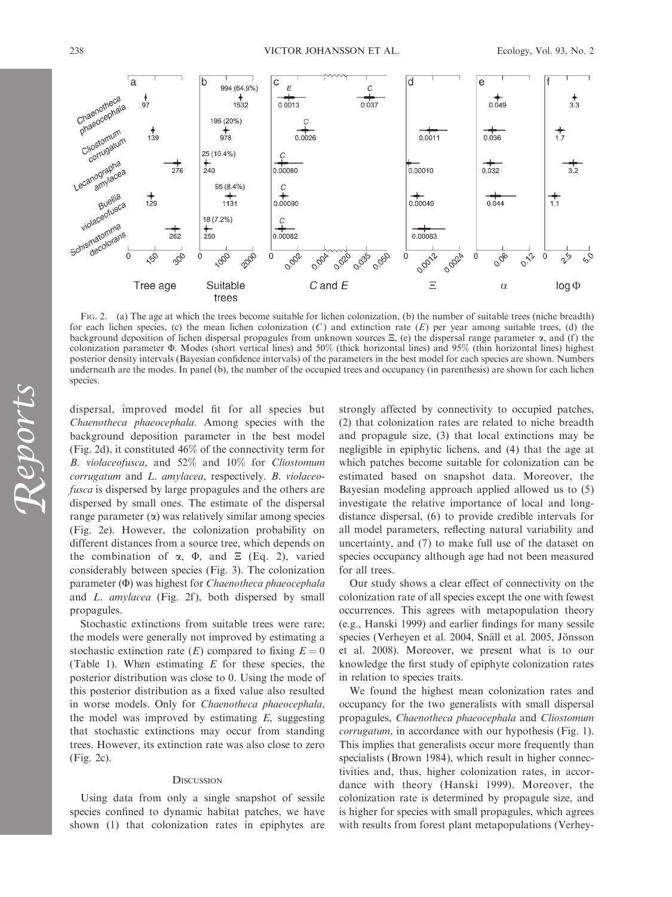FIG. 2. (a) The age at which the trees become suitable for lichen colonization, (b) the number of suitable trees (niche breadth) for each lichen species, (c) the mean lichen colonization ($C$) and extinction rate ($E$) per year among suitable trees, (d) the background deposition of lichen dispersal propagules from unknown sources $\Xi$, (e) the dispersal range parameter $\alpha$, and (f) the colonization parameter $\Phi$. Modes (short vertical lines) and 50% (thick horizontal lines) and 95% (thin horizontal lines) highest posterior density intervals (Bayesian confidence intervals) of the parameters in the best model for each species are shown. Numbers underneath are the modes. In panel (b), the number of the occupied trees and occupancy (in parenthesis) are shown for each lichen species.

dispersal, improved model fit for all species but *Chaenotheca phaeocephala*. Among species with the background deposition parameter in the best model (Fig. 2d), it constituted 46% of the connectivity term for *B. violaceofusca*, and 52% and 10% for *Cliostomum corrugatum* and *L. amylacea*, respectively. *B. violaceofusca* is dispersed by large propagules and the others are dispersed by small ones. The estimate of the dispersal range parameter ($\alpha$) was relatively similar among species (Fig. 2e). However, the colonization probability on different distances from a source tree, which depends on the combination of $\alpha$, $\Phi$, and $\Xi$ (Eq. 2), varied considerably between species (Fig. 3). The colonization parameter ($\Phi$) was highest for *Chaenotheca phaeocephala* and *L. amylacea* (Fig. 2f), both dispersed by small propagules.

Stochastic extinctions from suitable trees were rare; the models were generally not improved by estimating a stochastic extinction rate ($E$) compared to fixing $E = 0$ (Table 1). When estimating $E$ for these species, the posterior distribution was close to 0. Using the mode of this posterior distribution as a fixed value also resulted in worse models. Only for *Chaenotheca phaeocephala*, the model was improved by estimating $E$, suggesting that stochastic extinctions may occur from standing trees. However, its extinction rate was also close to zero (Fig. 2c).

## DISCUSSION

Using data from only a single snapshot of sessile species confined to dynamic habitat patches, we have shown (1) that colonization rates in epiphytes are strongly affected by connectivity to occupied patches, (2) that colonization rates are related to niche breadth and propagule size, (3) that local extinctions may be negligible in epiphytic lichens, and (4) that the age at which patches become suitable for colonization can be estimated based on snapshot data. Moreover, the Bayesian modeling approach applied allowed us to (5) investigate the relative importance of local and long-distance dispersal, (6) to provide credible intervals for all model parameters, reflecting natural variability and uncertainty, and (7) to make full use of the dataset on species occupancy although age had not been measured for all trees.

Our study shows a clear effect of connectivity on the colonization rate of all species except the one with fewest occurrences. This agrees with metapopulation theory (e.g., Hanski 1999) and earlier findings for many sessile species (Verheyen et al. 2004, Snäll et al. 2005, Jönsson et al. 2008). Moreover, we present what is to our knowledge the first study of epiphyte colonization rates in relation to species traits.

We found the highest mean colonization rates and occupancy for the two generalists with small dispersal propagules, *Chaenotheca phaeocephala* and *Cliostomum corrugatum*, in accordance with our hypothesis (Fig. 1). This implies that generalists occur more frequently than specialists (Brown 1984), which result in higher connectivities and, thus, higher colonization rates, in accordance with theory (Hanski 1999). Moreover, the colonization rate is determined by propagule size, and is higher for species with small propagules, which agrees with results from forest plant metapopulations (Verhey-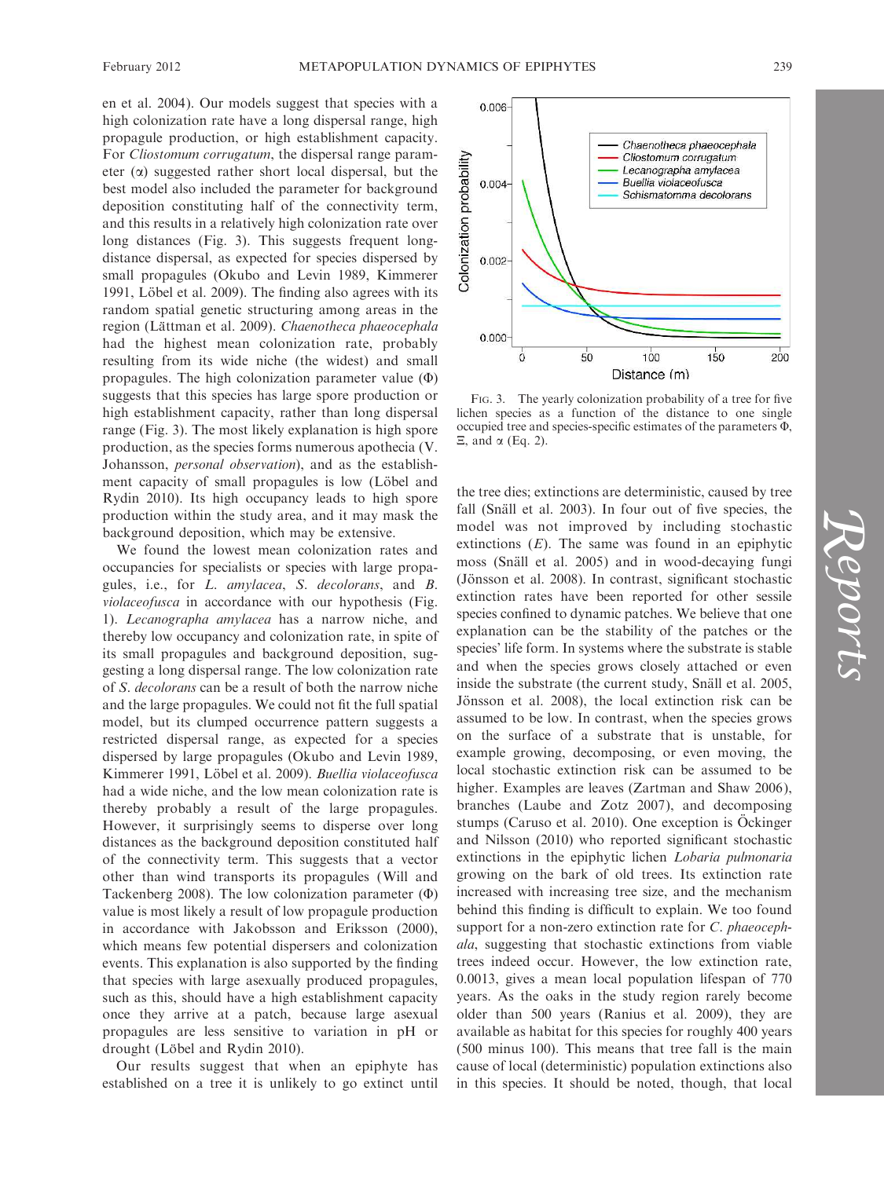en et al. 2004). Our models suggest that species with a high colonization rate have a long dispersal range, high propagule production, or high establishment capacity. For *Cliostomum corrugatum*, the dispersal range parameter ($\alpha$) suggested rather short local dispersal, but the best model also included the parameter for background deposition constituting half of the connectivity term, and this results in a relatively high colonization rate over long distances (Fig. 3). This suggests frequent long-distance dispersal, as expected for species dispersed by small propagules (Okubo and Levin 1989, Kimmerer 1991, Löbel et al. 2009). The finding also agrees with its random spatial genetic structuring among areas in the region (Lättman et al. 2009). *Chaenotheca phaeocephala* had the highest mean colonization rate, probably resulting from its wide niche (the widest) and small propagules. The high colonization parameter value ($\Phi$) suggests that this species has large spore production or high establishment capacity, rather than long dispersal range (Fig. 3). The most likely explanation is high spore production, as the species forms numerous apothecia (V. Johansson, *personal observation*), and as the establishment capacity of small propagules is low (Löbel and Rydin 2010). Its high occupancy leads to high spore production within the study area, and it may mask the background deposition, which may be extensive.

We found the lowest mean colonization rates and occupancies for specialists or species with large propagules, i.e., for *L. amylacea*, *S. decolorans*, and *B. violaceofusca* in accordance with our hypothesis (Fig. 1). *Lecanographa amylacea* has a narrow niche, and thereby low occupancy and colonization rate, in spite of its small propagules and background deposition, suggesting a long dispersal range. The low colonization rate of *S. decolorans* can be a result of both the narrow niche and the large propagules. We could not fit the full spatial model, but its clumped occurrence pattern suggests a restricted dispersal range, as expected for a species dispersed by large propagules (Okubo and Levin 1989, Kimmerer 1991, Löbel et al. 2009). *Buellia violaceofusca* had a wide niche, and the low mean colonization rate is thereby probably a result of the large propagules. However, it surprisingly seems to disperse over long distances as the background deposition constituted half of the connectivity term. This suggests that a vector other than wind transports its propagules (Will and Tackenberg 2008). The low colonization parameter ($\Phi$) value is most likely a result of low propagule production in accordance with Jakobsson and Eriksson (2000), which means few potential dispersers and colonization events. This explanation is also supported by the finding that species with large asexually produced propagules, such as this, should have a high establishment capacity once they arrive at a patch, because large asexual propagules are less sensitive to variation in pH or drought (Löbel and Rydin 2010).

Our results suggest that when an epiphyte has established on a tree it is unlikely to go extinct until the tree dies; extinctions are deterministic, caused by tree fall (Snäll et al. 2003). In four out of five species, the model was not improved by including stochastic extinctions ($E$). The same was found in an epiphytic moss (Snäll et al. 2005) and in wood-decaying fungi (Jönsson et al. 2008). In contrast, significant stochastic extinction rates have been reported for other sessile species confined to dynamic patches. We believe that one explanation can be the stability of the patches or the species' life form. In systems where the substrate is stable and when the species grows closely attached or even inside the substrate (the current study, Snäll et al. 2005, Jönsson et al. 2008), the local extinction risk can be assumed to be low. In contrast, when the species grows on the surface of a substrate that is unstable, for example growing, decomposing, or even moving, the local stochastic extinction risk can be assumed to be higher. Examples are leaves (Zartman and Shaw 2006), branches (Laube and Zotz 2007), and decomposing stumps (Caruso et al. 2010). One exception is Öckinger and Nilsson (2010) who reported significant stochastic extinctions in the epiphytic lichen *Lobaria pulmonaria* growing on the bark of old trees. Its extinction rate increased with increasing tree size, and the mechanism behind this finding is difficult to explain. We too found support for a non-zero extinction rate for *C. phaeocephala*, suggesting that stochastic extinctions from viable trees indeed occur. However, the low extinction rate, 0.0013, gives a mean local population lifespan of 770 years. As the oaks in the study region rarely become older than 500 years (Ranius et al. 2009), they are available as habitat for this species for roughly 400 years (500 minus 100). This means that tree fall is the main cause of local (deterministic) population extinctions also in this species. It should be noted, though, that local

FIG. 3. The yearly colonization probability of a tree for five lichen species as a function of the distance to one single occupied tree and species-specific estimates of the parameters $\Phi$, $\Xi$, and $\alpha$ (Eq. 2).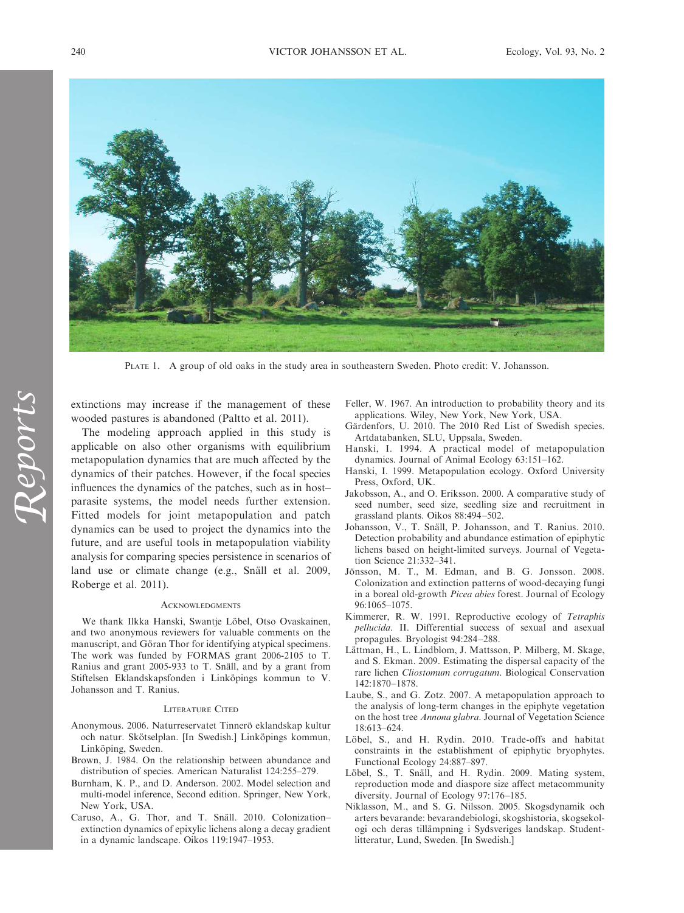PLATE 1. A group of old oaks in the study area in southeastern Sweden. Photo credit: V. Johansson.

extinctions may increase if the management of these wooded pastures is abandoned (Paltto et al. 2011).

The modeling approach applied in this study is applicable on also other organisms with equilibrium metapopulation dynamics that are much affected by the dynamics of their patches. However, if the focal species influences the dynamics of the patches, such as in host–parasite systems, the model needs further extension. Fitted models for joint metapopulation and patch dynamics can be used to project the dynamics into the future, and are useful tools in metapopulation viability analysis for comparing species persistence in scenarios of land use or climate change (e.g., Snäll et al. 2009, Roberge et al. 2011).

## ACKNOWLEDGMENTS

We thank Ilkka Hanski, Swantje Löbel, Otso Ovaskainen, and two anonymous reviewers for valuable comments on the manuscript, and Göran Thor for identifying atypical specimens. The work was funded by FORMAS grant 2006-2105 to T. Ranius and grant 2005-933 to T. Snäll, and by a grant from Stiftelsen Eklandskapsfonden i Linköpings kommun to V. Johansson and T. Ranius.

## LITERATURE CITED

Anonymous. 2006. Naturreservatet Tinnerö eklandskap kultur och natur. Skötselplan. [In Swedish.] Linköpings kommun, Linköping, Sweden.

Brown, J. 1984. On the relationship between abundance and distribution of species. American Naturalist 124:255–279.

Burnham, K. P., and D. Anderson. 2002. Model selection and multi-model inference, Second edition. Springer, New York, New York, USA.

Caruso, A., G. Thor, and T. Snäll. 2010. Colonization–extinction dynamics of epixylic lichens along a decay gradient in a dynamic landscape. Oikos 119:1947–1953.

Feller, W. 1967. An introduction to probability theory and its applications. Wiley, New York, New York, USA.

Gärdenfors, U. 2010. The 2010 Red List of Swedish species. Artdatabanken, SLU, Uppsala, Sweden.

Hanski, I. 1994. A practical model of metapopulation dynamics. Journal of Animal Ecology 63:151–162.

Hanski, I. 1999. Metapopulation ecology. Oxford University Press, Oxford, UK.

Jakobsson, A., and O. Eriksson. 2000. A comparative study of seed number, seed size, seedling size and recruitment in grassland plants. Oikos 88:494–502.

Johansson, V., T. Snäll, P. Johansson, and T. Ranius. 2010. Detection probability and abundance estimation of epiphytic lichens based on height-limited surveys. Journal of Vegetation Science 21:332–341.

Jönsson, M. T., M. Edman, and B. G. Jonsson. 2008. Colonization and extinction patterns of wood-decaying fungi in a boreal old-growth *Picea abies* forest. Journal of Ecology 96:1065–1075.

Kimmerer, R. W. 1991. Reproductive ecology of *Tetraphis pellucida*. II. Differential success of sexual and asexual propagules. Bryologist 94:284–288.

Lättman, H., L. Lindblom, J. Mattsson, P. Milberg, M. Skage, and S. Ekman. 2009. Estimating the dispersal capacity of the rare lichen *Cliostomum corrugatum*. Biological Conservation 142:1870–1878.

Laube, S., and G. Zotz. 2007. A metapopulation approach to the analysis of long-term changes in the epiphyte vegetation on the host tree *Annona glabra*. Journal of Vegetation Science 18:613–624.

Löbel, S., and H. Rydin. 2010. Trade-offs and habitat constraints in the establishment of epiphytic bryophytes. Functional Ecology 24:887–897.

Löbel, S., T. Snäll, and H. Rydin. 2009. Mating system, reproduction mode and diaspore size affect metacommunity diversity. Journal of Ecology 97:176–185.

Niklasson, M., and S. G. Nilsson. 2005. Skogsdynamik och arters bevarande: bevarandebiologi, skogshistoria, skogsekologi och deras tillämpning i Sydsveriges landskap. Studentlitteratur, Lund, Sweden. [In Swedish.]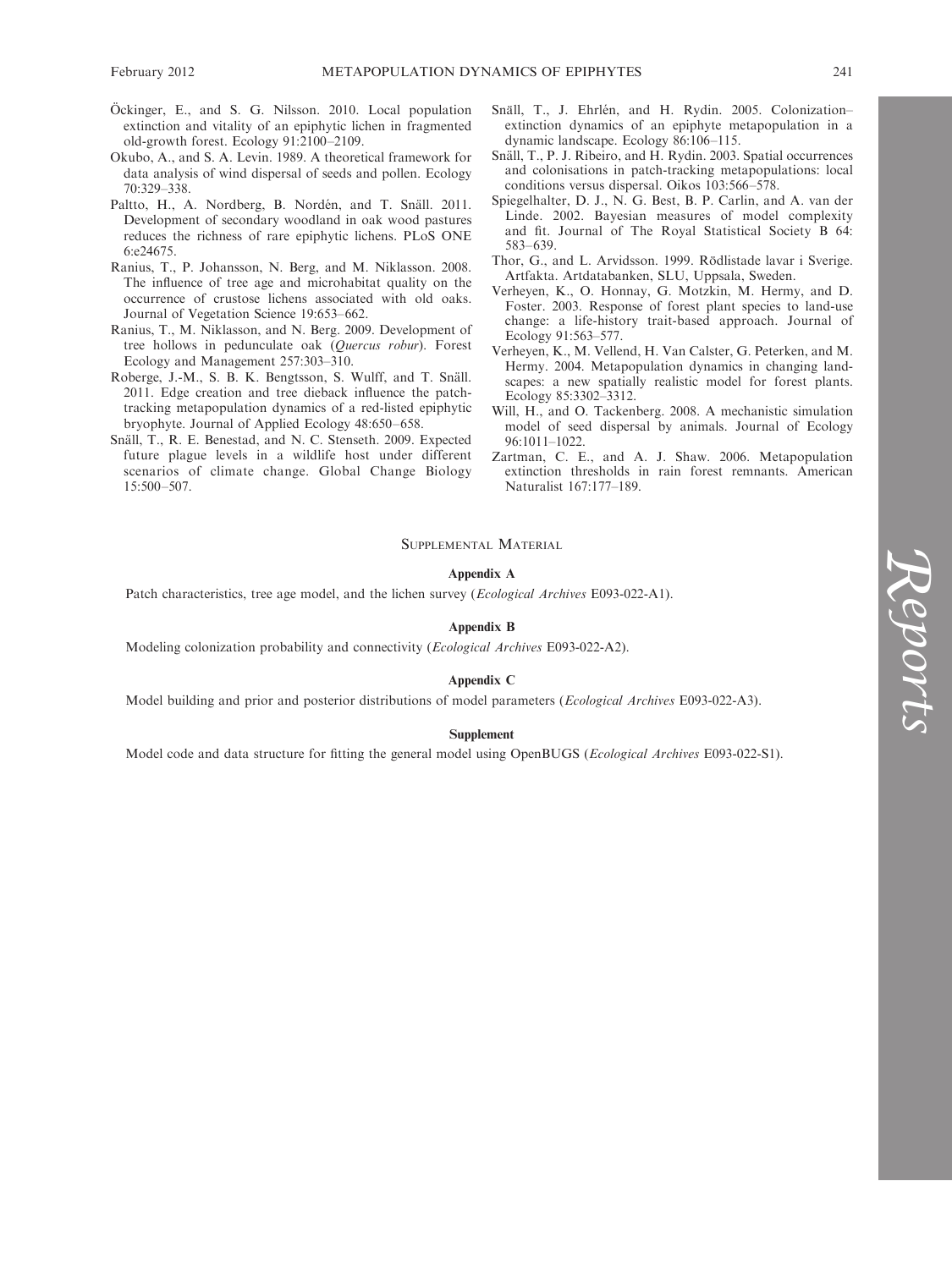Öckinger, E., and S. G. Nilsson. 2010. Local population extinction and vitality of an epiphytic lichen in fragmented old-growth forest. Ecology 91:2100–2109.

Okubo, A., and S. A. Levin. 1989. A theoretical framework for data analysis of wind dispersal of seeds and pollen. Ecology 70:329–338.

Paltto, H., A. Nordberg, B. Nordén, and T. Snäll. 2011. Development of secondary woodland in oak wood pastures reduces the richness of rare epiphytic lichens. PLoS ONE 6:e24675.

Ranius, T., P. Johansson, N. Berg, and M. Niklasson. 2008. The influence of tree age and microhabitat quality on the occurrence of crustose lichens associated with old oaks. Journal of Vegetation Science 19:653–662.

Ranius, T., M. Niklasson, and N. Berg. 2009. Development of tree hollows in pedunculate oak (*Quercus robur*). Forest Ecology and Management 257:303–310.

Roberge, J.-M., S. B. K. Bengtsson, S. Wulff, and T. Snäll. 2011. Edge creation and tree dieback influence the patch-tracking metapopulation dynamics of a red-listed epiphytic bryophyte. Journal of Applied Ecology 48:650–658.

Snäll, T., R. E. Benestad, and N. C. Stenseth. 2009. Expected future plague levels in a wildlife host under different scenarios of climate change. Global Change Biology 15:500–507.

Snäll, T., J. Ehrlén, and H. Rydin. 2005. Colonization–extinction dynamics of an epiphyte metapopulation in a dynamic landscape. Ecology 86:106–115.

Snäll, T., P. J. Ribeiro, and H. Rydin. 2003. Spatial occurrences and colonisations in patch-tracking metapopulations: local conditions versus dispersal. Oikos 103:566–578.

Spiegelhalter, D. J., N. G. Best, B. P. Carlin, and A. van der Linde. 2002. Bayesian measures of model complexity and fit. Journal of The Royal Statistical Society B 64: 583–639.

Thor, G., and L. Arvidsson. 1999. Rödlistade lavar i Sverige. Artfakta. Artdatabanken, SLU, Uppsala, Sweden.

Verheyen, K., O. Honnay, G. Motzkin, M. Hermy, and D. Foster. 2003. Response of forest plant species to land-use change: a life-history trait-based approach. Journal of Ecology 91:563–577.

Verheyen, K., M. Vellend, H. Van Calster, G. Peterken, and M. Hermy. 2004. Metapopulation dynamics in changing landscapes: a new spatially realistic model for forest plants. Ecology 85:3302–3312.

Will, H., and O. Tackenberg. 2008. A mechanistic simulation model of seed dispersal by animals. Journal of Ecology 96:1011–1022.

Zartman, C. E., and A. J. Shaw. 2006. Metapopulation extinction thresholds in rain forest remnants. American Naturalist 167:177–189.

## Supplemental Material

### Appendix A

Patch characteristics, tree age model, and the lichen survey (*Ecological Archives* E093-022-A1).

### Appendix B

Modeling colonization probability and connectivity (*Ecological Archives* E093-022-A2).

### Appendix C

Model building and prior and posterior distributions of model parameters (*Ecological Archives* E093-022-A3).

### Supplement

Model code and data structure for fitting the general model using OpenBUGS (*Ecological Archives* E093-022-S1).